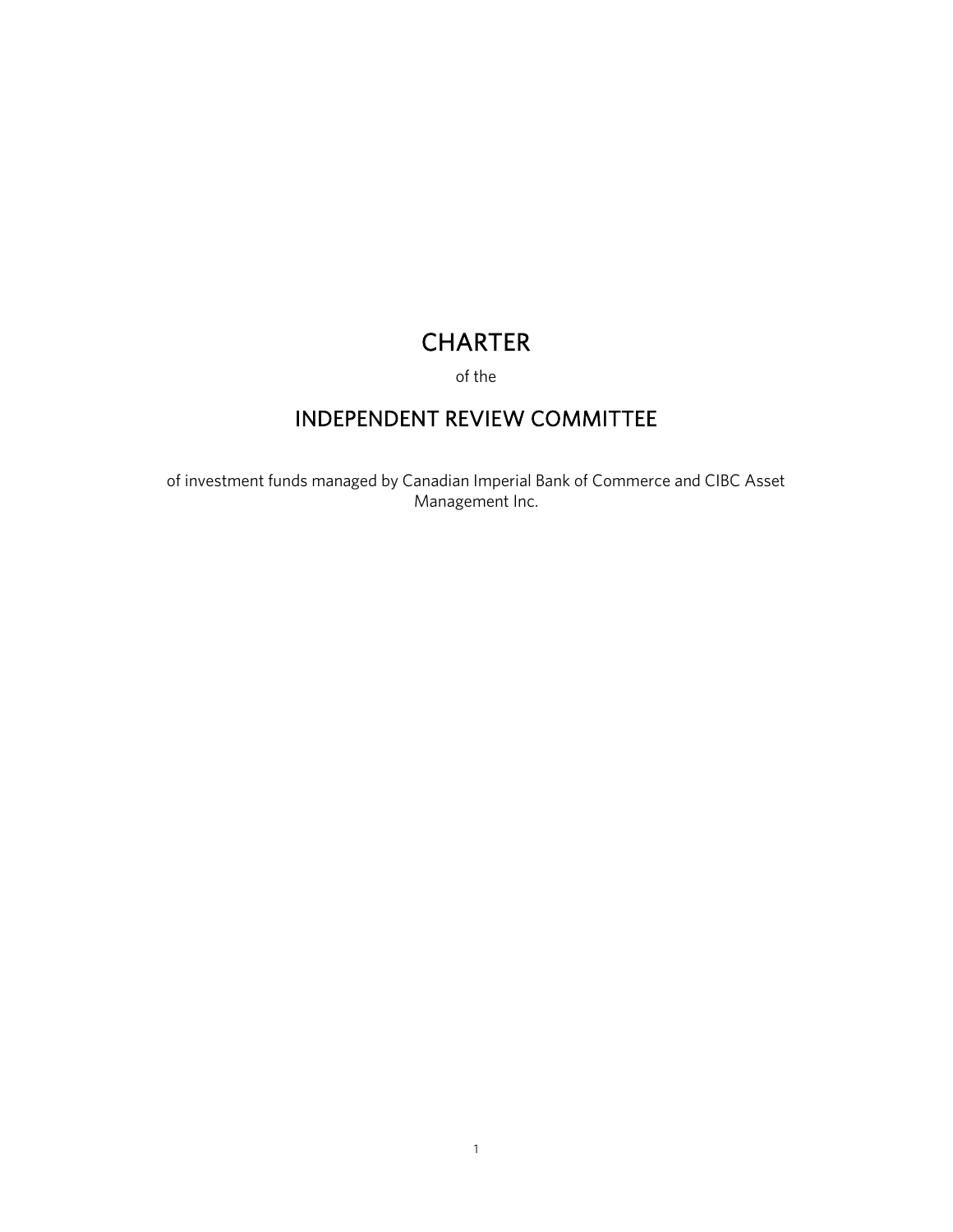# CHARTER

of the

# INDEPENDENT REVIEW COMMITTEE

of investment funds managed by Canadian Imperial Bank of Commerce and CIBC Asset Management Inc.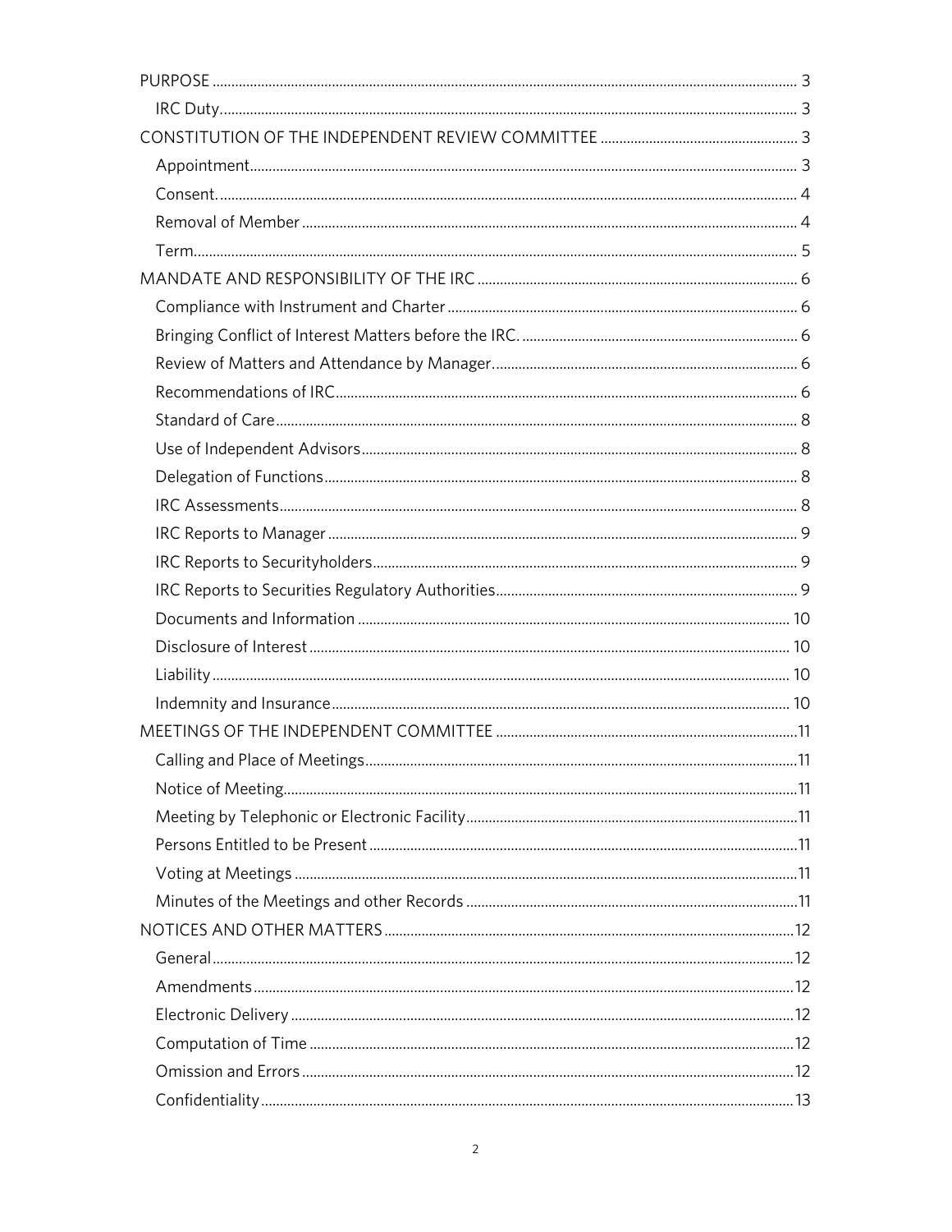PURPOSE ........ 3

- IRC Duty ........ 3

CONSTITUTION OF THE INDEPENDENT REVIEW COMMITTEE ........ 3

- Appointment ........ 3
- Consent. ........ 4
- Removal of Member ........ 4
- Term ........ 5

MANDATE AND RESPONSIBILITY OF THE IRC ........ 6

- Compliance with Instrument and Charter ........ 6
- Bringing Conflict of Interest Matters before the IRC. ........ 6
- Review of Matters and Attendance by Manager. ........ 6
- Recommendations of IRC ........ 6
- Standard of Care ........ 8
- Use of Independent Advisors ........ 8
- Delegation of Functions ........ 8
- IRC Assessments ........ 8
- IRC Reports to Manager ........ 9
- IRC Reports to Securityholders ........ 9
- IRC Reports to Securities Regulatory Authorities ........ 9
- Documents and Information ........ 10
- Disclosure of Interest ........ 10
- Liability ........ 10
- Indemnity and Insurance ........ 10

MEETINGS OF THE INDEPENDENT COMMITTEE ........ 11

- Calling and Place of Meetings ........ 11
- Notice of Meeting ........ 11
- Meeting by Telephonic or Electronic Facility ........ 11
- Persons Entitled to be Present ........ 11
- Voting at Meetings ........ 11
- Minutes of the Meetings and other Records ........ 11

NOTICES AND OTHER MATTERS ........ 12

- General ........ 12
- Amendments ........ 12
- Electronic Delivery ........ 12
- Computation of Time ........ 12
- Omission and Errors ........ 12
- Confidentiality ........ 13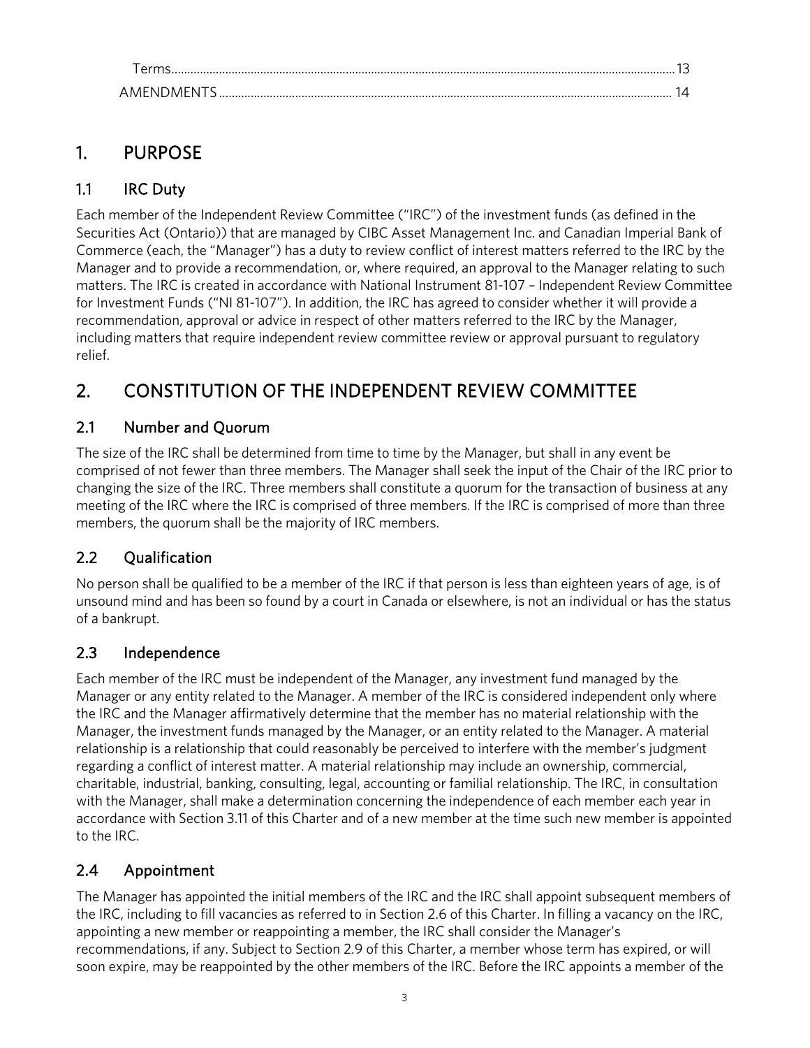Terms........................................................................................................................................................13
AMENDMENTS.......................................................................................................................................... 14

# 1. PURPOSE

## 1.1 IRC Duty

Each member of the Independent Review Committee ("IRC") of the investment funds (as defined in the Securities Act (Ontario)) that are managed by CIBC Asset Management Inc. and Canadian Imperial Bank of Commerce (each, the "Manager") has a duty to review conflict of interest matters referred to the IRC by the Manager and to provide a recommendation, or, where required, an approval to the Manager relating to such matters. The IRC is created in accordance with National Instrument 81-107 – Independent Review Committee for Investment Funds ("NI 81-107"). In addition, the IRC has agreed to consider whether it will provide a recommendation, approval or advice in respect of other matters referred to the IRC by the Manager, including matters that require independent review committee review or approval pursuant to regulatory relief.

# 2. CONSTITUTION OF THE INDEPENDENT REVIEW COMMITTEE

## 2.1 Number and Quorum

The size of the IRC shall be determined from time to time by the Manager, but shall in any event be comprised of not fewer than three members. The Manager shall seek the input of the Chair of the IRC prior to changing the size of the IRC. Three members shall constitute a quorum for the transaction of business at any meeting of the IRC where the IRC is comprised of three members. If the IRC is comprised of more than three members, the quorum shall be the majority of IRC members.

## 2.2 Qualification

No person shall be qualified to be a member of the IRC if that person is less than eighteen years of age, is of unsound mind and has been so found by a court in Canada or elsewhere, is not an individual or has the status of a bankrupt.

## 2.3 Independence

Each member of the IRC must be independent of the Manager, any investment fund managed by the Manager or any entity related to the Manager. A member of the IRC is considered independent only where the IRC and the Manager affirmatively determine that the member has no material relationship with the Manager, the investment funds managed by the Manager, or an entity related to the Manager. A material relationship is a relationship that could reasonably be perceived to interfere with the member's judgment regarding a conflict of interest matter. A material relationship may include an ownership, commercial, charitable, industrial, banking, consulting, legal, accounting or familial relationship. The IRC, in consultation with the Manager, shall make a determination concerning the independence of each member each year in accordance with Section 3.11 of this Charter and of a new member at the time such new member is appointed to the IRC.

## 2.4 Appointment

The Manager has appointed the initial members of the IRC and the IRC shall appoint subsequent members of the IRC, including to fill vacancies as referred to in Section 2.6 of this Charter. In filling a vacancy on the IRC, appointing a new member or reappointing a member, the IRC shall consider the Manager's recommendations, if any. Subject to Section 2.9 of this Charter, a member whose term has expired, or will soon expire, may be reappointed by the other members of the IRC. Before the IRC appoints a member of the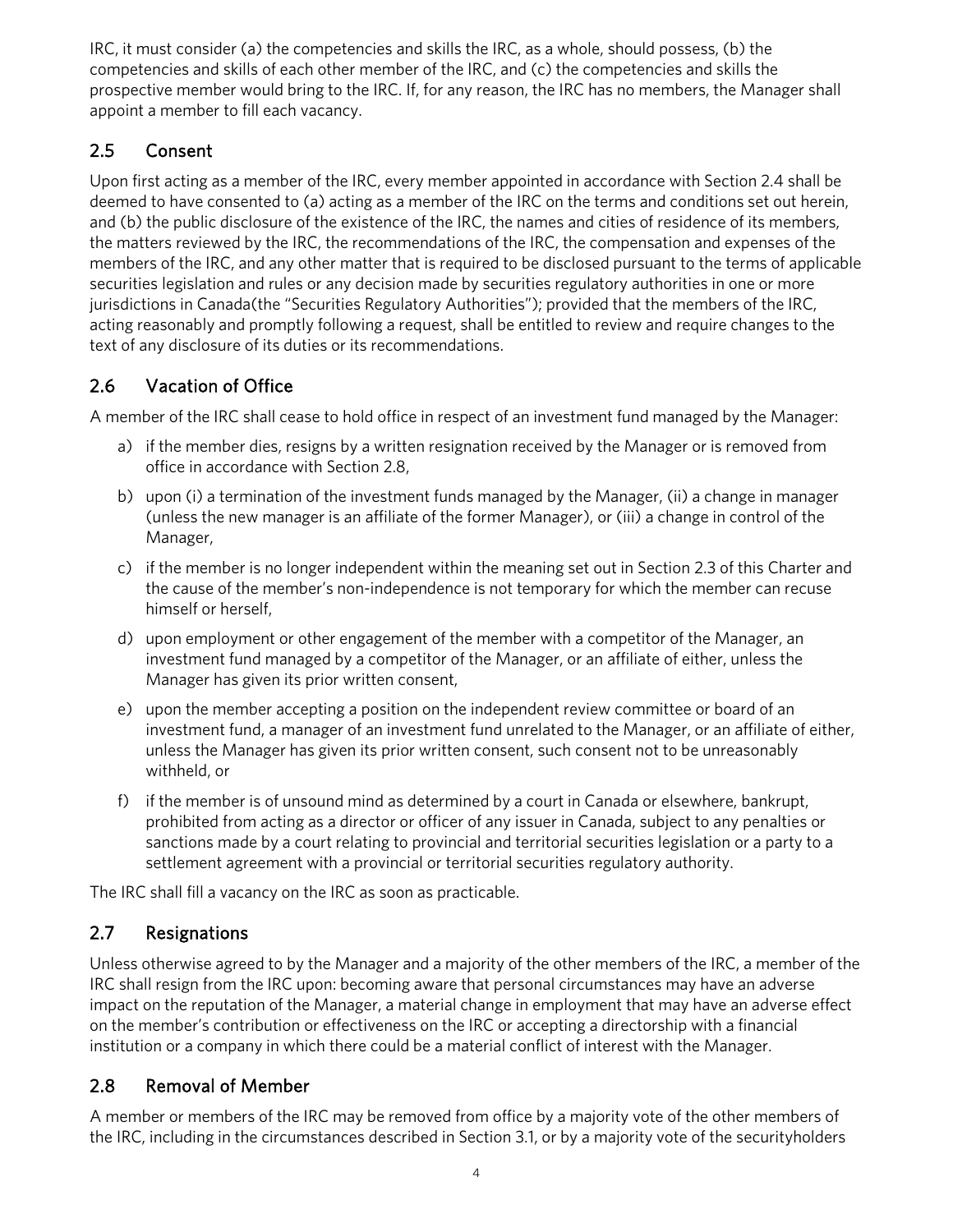IRC, it must consider (a) the competencies and skills the IRC, as a whole, should possess, (b) the competencies and skills of each other member of the IRC, and (c) the competencies and skills the prospective member would bring to the IRC. If, for any reason, the IRC has no members, the Manager shall appoint a member to fill each vacancy.

## 2.5 Consent

Upon first acting as a member of the IRC, every member appointed in accordance with Section 2.4 shall be deemed to have consented to (a) acting as a member of the IRC on the terms and conditions set out herein, and (b) the public disclosure of the existence of the IRC, the names and cities of residence of its members, the matters reviewed by the IRC, the recommendations of the IRC, the compensation and expenses of the members of the IRC, and any other matter that is required to be disclosed pursuant to the terms of applicable securities legislation and rules or any decision made by securities regulatory authorities in one or more jurisdictions in Canada(the "Securities Regulatory Authorities"); provided that the members of the IRC, acting reasonably and promptly following a request, shall be entitled to review and require changes to the text of any disclosure of its duties or its recommendations.

## 2.6 Vacation of Office

A member of the IRC shall cease to hold office in respect of an investment fund managed by the Manager:

a) if the member dies, resigns by a written resignation received by the Manager or is removed from office in accordance with Section 2.8,

b) upon (i) a termination of the investment funds managed by the Manager, (ii) a change in manager (unless the new manager is an affiliate of the former Manager), or (iii) a change in control of the Manager,

c) if the member is no longer independent within the meaning set out in Section 2.3 of this Charter and the cause of the member's non-independence is not temporary for which the member can recuse himself or herself,

d) upon employment or other engagement of the member with a competitor of the Manager, an investment fund managed by a competitor of the Manager, or an affiliate of either, unless the Manager has given its prior written consent,

e) upon the member accepting a position on the independent review committee or board of an investment fund, a manager of an investment fund unrelated to the Manager, or an affiliate of either, unless the Manager has given its prior written consent, such consent not to be unreasonably withheld, or

f) if the member is of unsound mind as determined by a court in Canada or elsewhere, bankrupt, prohibited from acting as a director or officer of any issuer in Canada, subject to any penalties or sanctions made by a court relating to provincial and territorial securities legislation or a party to a settlement agreement with a provincial or territorial securities regulatory authority.

The IRC shall fill a vacancy on the IRC as soon as practicable.

## 2.7 Resignations

Unless otherwise agreed to by the Manager and a majority of the other members of the IRC, a member of the IRC shall resign from the IRC upon: becoming aware that personal circumstances may have an adverse impact on the reputation of the Manager, a material change in employment that may have an adverse effect on the member's contribution or effectiveness on the IRC or accepting a directorship with a financial institution or a company in which there could be a material conflict of interest with the Manager.

## 2.8 Removal of Member

A member or members of the IRC may be removed from office by a majority vote of the other members of the IRC, including in the circumstances described in Section 3.1, or by a majority vote of the securityholders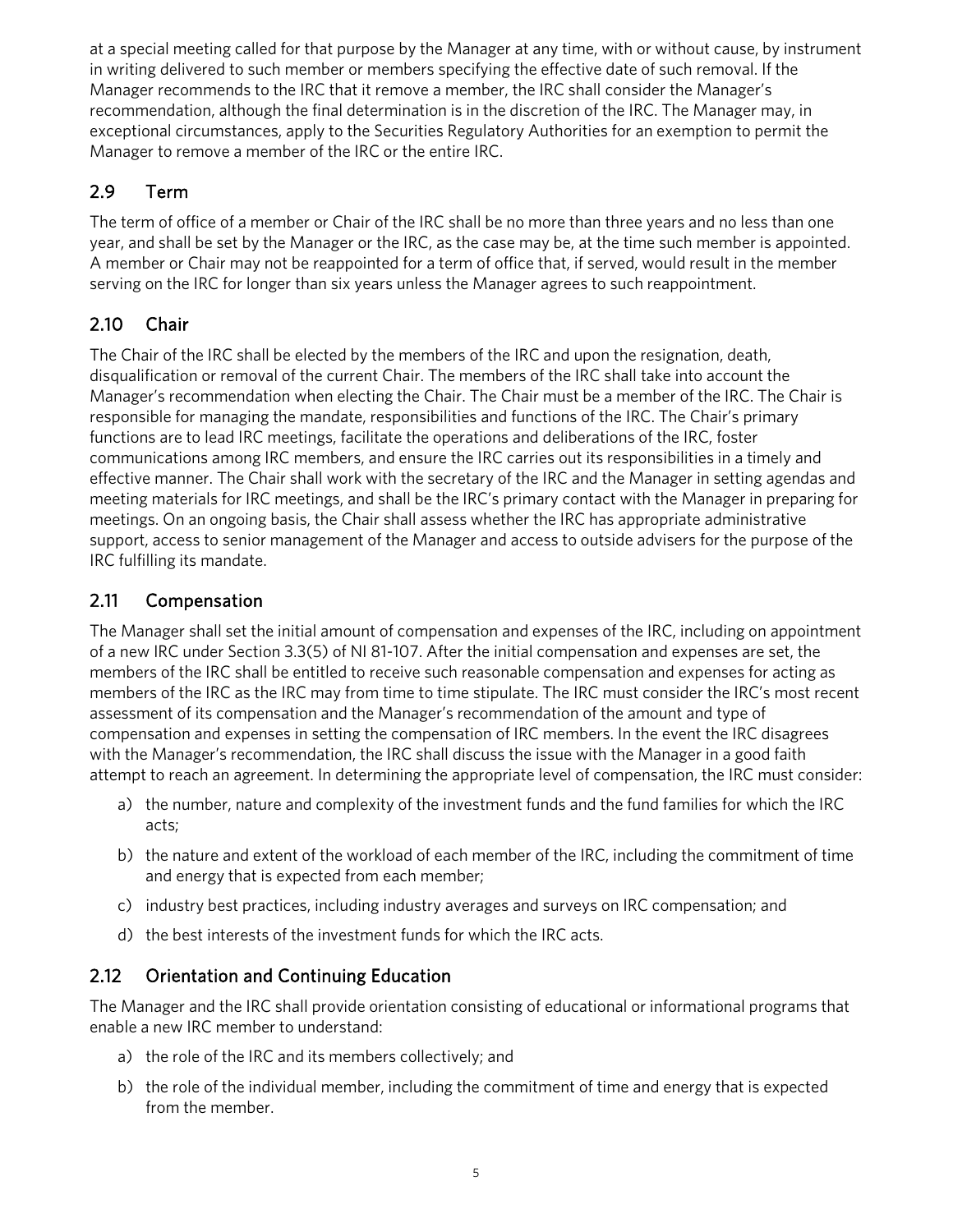at a special meeting called for that purpose by the Manager at any time, with or without cause, by instrument in writing delivered to such member or members specifying the effective date of such removal. If the Manager recommends to the IRC that it remove a member, the IRC shall consider the Manager's recommendation, although the final determination is in the discretion of the IRC. The Manager may, in exceptional circumstances, apply to the Securities Regulatory Authorities for an exemption to permit the Manager to remove a member of the IRC or the entire IRC.

## 2.9 Term

The term of office of a member or Chair of the IRC shall be no more than three years and no less than one year, and shall be set by the Manager or the IRC, as the case may be, at the time such member is appointed. A member or Chair may not be reappointed for a term of office that, if served, would result in the member serving on the IRC for longer than six years unless the Manager agrees to such reappointment.

## 2.10 Chair

The Chair of the IRC shall be elected by the members of the IRC and upon the resignation, death, disqualification or removal of the current Chair. The members of the IRC shall take into account the Manager's recommendation when electing the Chair. The Chair must be a member of the IRC. The Chair is responsible for managing the mandate, responsibilities and functions of the IRC. The Chair's primary functions are to lead IRC meetings, facilitate the operations and deliberations of the IRC, foster communications among IRC members, and ensure the IRC carries out its responsibilities in a timely and effective manner. The Chair shall work with the secretary of the IRC and the Manager in setting agendas and meeting materials for IRC meetings, and shall be the IRC's primary contact with the Manager in preparing for meetings. On an ongoing basis, the Chair shall assess whether the IRC has appropriate administrative support, access to senior management of the Manager and access to outside advisers for the purpose of the IRC fulfilling its mandate.

## 2.11 Compensation

The Manager shall set the initial amount of compensation and expenses of the IRC, including on appointment of a new IRC under Section 3.3(5) of NI 81-107. After the initial compensation and expenses are set, the members of the IRC shall be entitled to receive such reasonable compensation and expenses for acting as members of the IRC as the IRC may from time to time stipulate. The IRC must consider the IRC's most recent assessment of its compensation and the Manager's recommendation of the amount and type of compensation and expenses in setting the compensation of IRC members. In the event the IRC disagrees with the Manager's recommendation, the IRC shall discuss the issue with the Manager in a good faith attempt to reach an agreement. In determining the appropriate level of compensation, the IRC must consider:

a) the number, nature and complexity of the investment funds and the fund families for which the IRC acts;
b) the nature and extent of the workload of each member of the IRC, including the commitment of time and energy that is expected from each member;
c) industry best practices, including industry averages and surveys on IRC compensation; and
d) the best interests of the investment funds for which the IRC acts.

## 2.12 Orientation and Continuing Education

The Manager and the IRC shall provide orientation consisting of educational or informational programs that enable a new IRC member to understand:

a) the role of the IRC and its members collectively; and
b) the role of the individual member, including the commitment of time and energy that is expected from the member.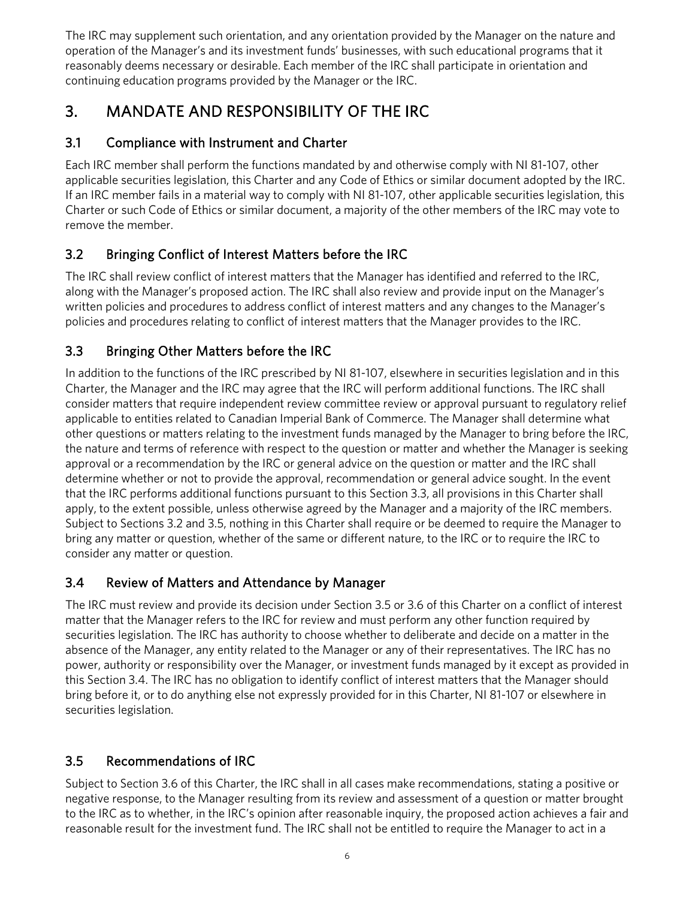The IRC may supplement such orientation, and any orientation provided by the Manager on the nature and operation of the Manager's and its investment funds' businesses, with such educational programs that it reasonably deems necessary or desirable. Each member of the IRC shall participate in orientation and continuing education programs provided by the Manager or the IRC.

# 3. MANDATE AND RESPONSIBILITY OF THE IRC

## 3.1 Compliance with Instrument and Charter

Each IRC member shall perform the functions mandated by and otherwise comply with NI 81-107, other applicable securities legislation, this Charter and any Code of Ethics or similar document adopted by the IRC. If an IRC member fails in a material way to comply with NI 81-107, other applicable securities legislation, this Charter or such Code of Ethics or similar document, a majority of the other members of the IRC may vote to remove the member.

## 3.2 Bringing Conflict of Interest Matters before the IRC

The IRC shall review conflict of interest matters that the Manager has identified and referred to the IRC, along with the Manager's proposed action. The IRC shall also review and provide input on the Manager's written policies and procedures to address conflict of interest matters and any changes to the Manager's policies and procedures relating to conflict of interest matters that the Manager provides to the IRC.

## 3.3 Bringing Other Matters before the IRC

In addition to the functions of the IRC prescribed by NI 81-107, elsewhere in securities legislation and in this Charter, the Manager and the IRC may agree that the IRC will perform additional functions. The IRC shall consider matters that require independent review committee review or approval pursuant to regulatory relief applicable to entities related to Canadian Imperial Bank of Commerce. The Manager shall determine what other questions or matters relating to the investment funds managed by the Manager to bring before the IRC, the nature and terms of reference with respect to the question or matter and whether the Manager is seeking approval or a recommendation by the IRC or general advice on the question or matter and the IRC shall determine whether or not to provide the approval, recommendation or general advice sought. In the event that the IRC performs additional functions pursuant to this Section 3.3, all provisions in this Charter shall apply, to the extent possible, unless otherwise agreed by the Manager and a majority of the IRC members. Subject to Sections 3.2 and 3.5, nothing in this Charter shall require or be deemed to require the Manager to bring any matter or question, whether of the same or different nature, to the IRC or to require the IRC to consider any matter or question.

## 3.4 Review of Matters and Attendance by Manager

The IRC must review and provide its decision under Section 3.5 or 3.6 of this Charter on a conflict of interest matter that the Manager refers to the IRC for review and must perform any other function required by securities legislation. The IRC has authority to choose whether to deliberate and decide on a matter in the absence of the Manager, any entity related to the Manager or any of their representatives. The IRC has no power, authority or responsibility over the Manager, or investment funds managed by it except as provided in this Section 3.4. The IRC has no obligation to identify conflict of interest matters that the Manager should bring before it, or to do anything else not expressly provided for in this Charter, NI 81-107 or elsewhere in securities legislation.

## 3.5 Recommendations of IRC

Subject to Section 3.6 of this Charter, the IRC shall in all cases make recommendations, stating a positive or negative response, to the Manager resulting from its review and assessment of a question or matter brought to the IRC as to whether, in the IRC's opinion after reasonable inquiry, the proposed action achieves a fair and reasonable result for the investment fund. The IRC shall not be entitled to require the Manager to act in a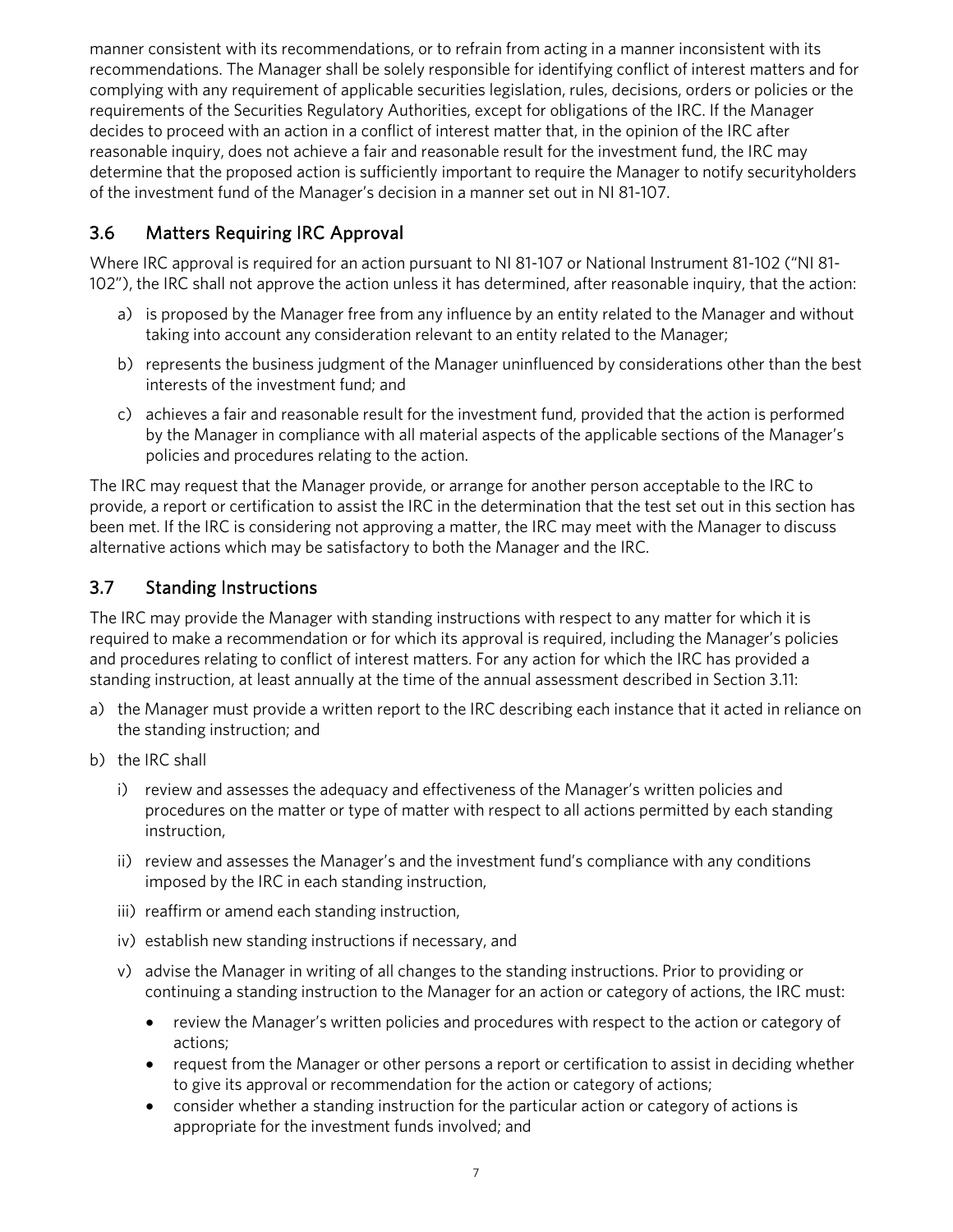manner consistent with its recommendations, or to refrain from acting in a manner inconsistent with its recommendations. The Manager shall be solely responsible for identifying conflict of interest matters and for complying with any requirement of applicable securities legislation, rules, decisions, orders or policies or the requirements of the Securities Regulatory Authorities, except for obligations of the IRC. If the Manager decides to proceed with an action in a conflict of interest matter that, in the opinion of the IRC after reasonable inquiry, does not achieve a fair and reasonable result for the investment fund, the IRC may determine that the proposed action is sufficiently important to require the Manager to notify securityholders of the investment fund of the Manager's decision in a manner set out in NI 81-107.

## 3.6 Matters Requiring IRC Approval

Where IRC approval is required for an action pursuant to NI 81-107 or National Instrument 81-102 ("NI 81-102"), the IRC shall not approve the action unless it has determined, after reasonable inquiry, that the action:

a) is proposed by the Manager free from any influence by an entity related to the Manager and without taking into account any consideration relevant to an entity related to the Manager;

b) represents the business judgment of the Manager uninfluenced by considerations other than the best interests of the investment fund; and

c) achieves a fair and reasonable result for the investment fund, provided that the action is performed by the Manager in compliance with all material aspects of the applicable sections of the Manager's policies and procedures relating to the action.

The IRC may request that the Manager provide, or arrange for another person acceptable to the IRC to provide, a report or certification to assist the IRC in the determination that the test set out in this section has been met. If the IRC is considering not approving a matter, the IRC may meet with the Manager to discuss alternative actions which may be satisfactory to both the Manager and the IRC.

## 3.7 Standing Instructions

The IRC may provide the Manager with standing instructions with respect to any matter for which it is required to make a recommendation or for which its approval is required, including the Manager's policies and procedures relating to conflict of interest matters. For any action for which the IRC has provided a standing instruction, at least annually at the time of the annual assessment described in Section 3.11:

a) the Manager must provide a written report to the IRC describing each instance that it acted in reliance on the standing instruction; and

b) the IRC shall

   i) review and assesses the adequacy and effectiveness of the Manager's written policies and procedures on the matter or type of matter with respect to all actions permitted by each standing instruction,

   ii) review and assesses the Manager's and the investment fund's compliance with any conditions imposed by the IRC in each standing instruction,

   iii) reaffirm or amend each standing instruction,

   iv) establish new standing instructions if necessary, and

   v) advise the Manager in writing of all changes to the standing instructions. Prior to providing or continuing a standing instruction to the Manager for an action or category of actions, the IRC must:

      - review the Manager's written policies and procedures with respect to the action or category of actions;
      - request from the Manager or other persons a report or certification to assist in deciding whether to give its approval or recommendation for the action or category of actions;
      - consider whether a standing instruction for the particular action or category of actions is appropriate for the investment funds involved; and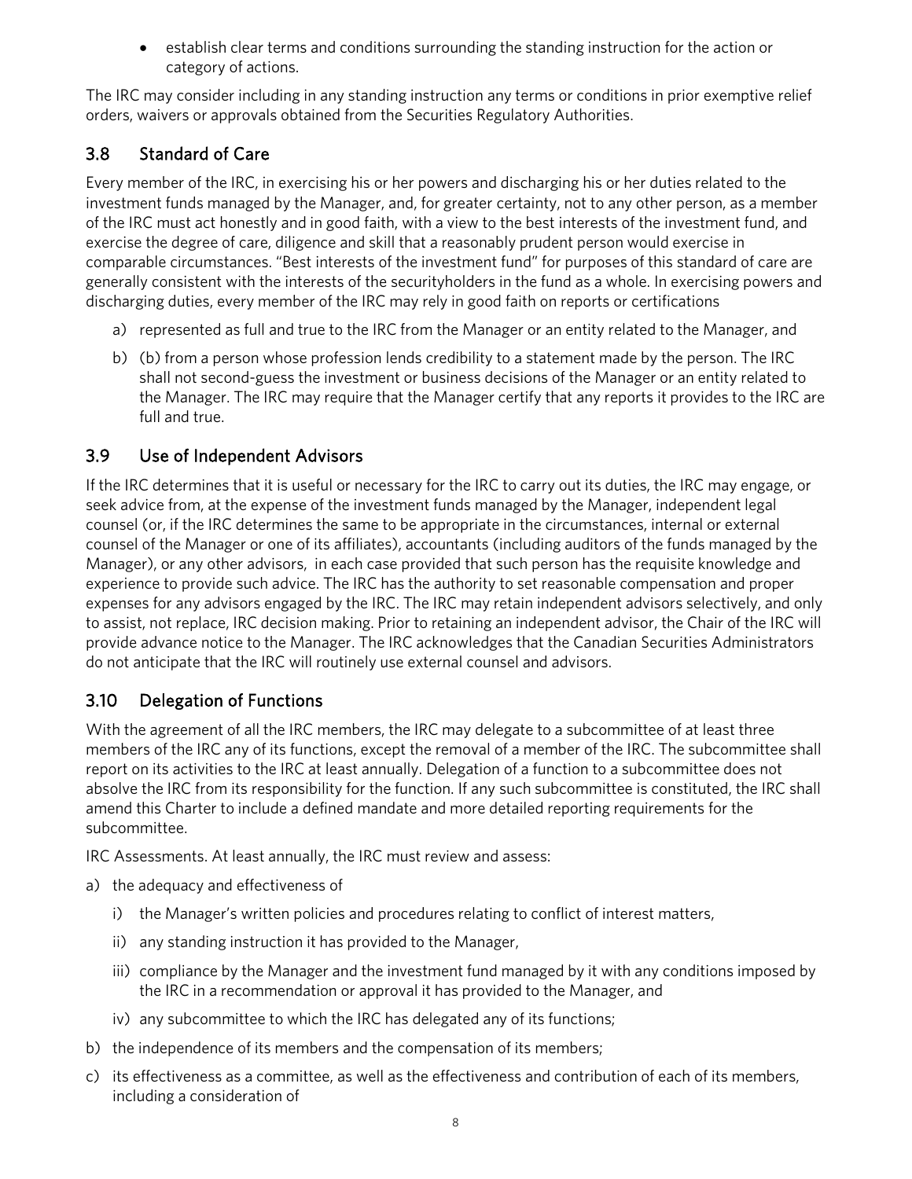- establish clear terms and conditions surrounding the standing instruction for the action or category of actions.

The IRC may consider including in any standing instruction any terms or conditions in prior exemptive relief orders, waivers or approvals obtained from the Securities Regulatory Authorities.

## 3.8 Standard of Care

Every member of the IRC, in exercising his or her powers and discharging his or her duties related to the investment funds managed by the Manager, and, for greater certainty, not to any other person, as a member of the IRC must act honestly and in good faith, with a view to the best interests of the investment fund, and exercise the degree of care, diligence and skill that a reasonably prudent person would exercise in comparable circumstances. "Best interests of the investment fund" for purposes of this standard of care are generally consistent with the interests of the securityholders in the fund as a whole. In exercising powers and discharging duties, every member of the IRC may rely in good faith on reports or certifications

a) represented as full and true to the IRC from the Manager or an entity related to the Manager, and
b) (b) from a person whose profession lends credibility to a statement made by the person. The IRC shall not second-guess the investment or business decisions of the Manager or an entity related to the Manager. The IRC may require that the Manager certify that any reports it provides to the IRC are full and true.

## 3.9 Use of Independent Advisors

If the IRC determines that it is useful or necessary for the IRC to carry out its duties, the IRC may engage, or seek advice from, at the expense of the investment funds managed by the Manager, independent legal counsel (or, if the IRC determines the same to be appropriate in the circumstances, internal or external counsel of the Manager or one of its affiliates), accountants (including auditors of the funds managed by the Manager), or any other advisors, in each case provided that such person has the requisite knowledge and experience to provide such advice. The IRC has the authority to set reasonable compensation and proper expenses for any advisors engaged by the IRC. The IRC may retain independent advisors selectively, and only to assist, not replace, IRC decision making. Prior to retaining an independent advisor, the Chair of the IRC will provide advance notice to the Manager. The IRC acknowledges that the Canadian Securities Administrators do not anticipate that the IRC will routinely use external counsel and advisors.

## 3.10 Delegation of Functions

With the agreement of all the IRC members, the IRC may delegate to a subcommittee of at least three members of the IRC any of its functions, except the removal of a member of the IRC. The subcommittee shall report on its activities to the IRC at least annually. Delegation of a function to a subcommittee does not absolve the IRC from its responsibility for the function. If any such subcommittee is constituted, the IRC shall amend this Charter to include a defined mandate and more detailed reporting requirements for the subcommittee.

IRC Assessments. At least annually, the IRC must review and assess:

a) the adequacy and effectiveness of
   i) the Manager's written policies and procedures relating to conflict of interest matters,
   ii) any standing instruction it has provided to the Manager,
   iii) compliance by the Manager and the investment fund managed by it with any conditions imposed by the IRC in a recommendation or approval it has provided to the Manager, and
   iv) any subcommittee to which the IRC has delegated any of its functions;
b) the independence of its members and the compensation of its members;
c) its effectiveness as a committee, as well as the effectiveness and contribution of each of its members, including a consideration of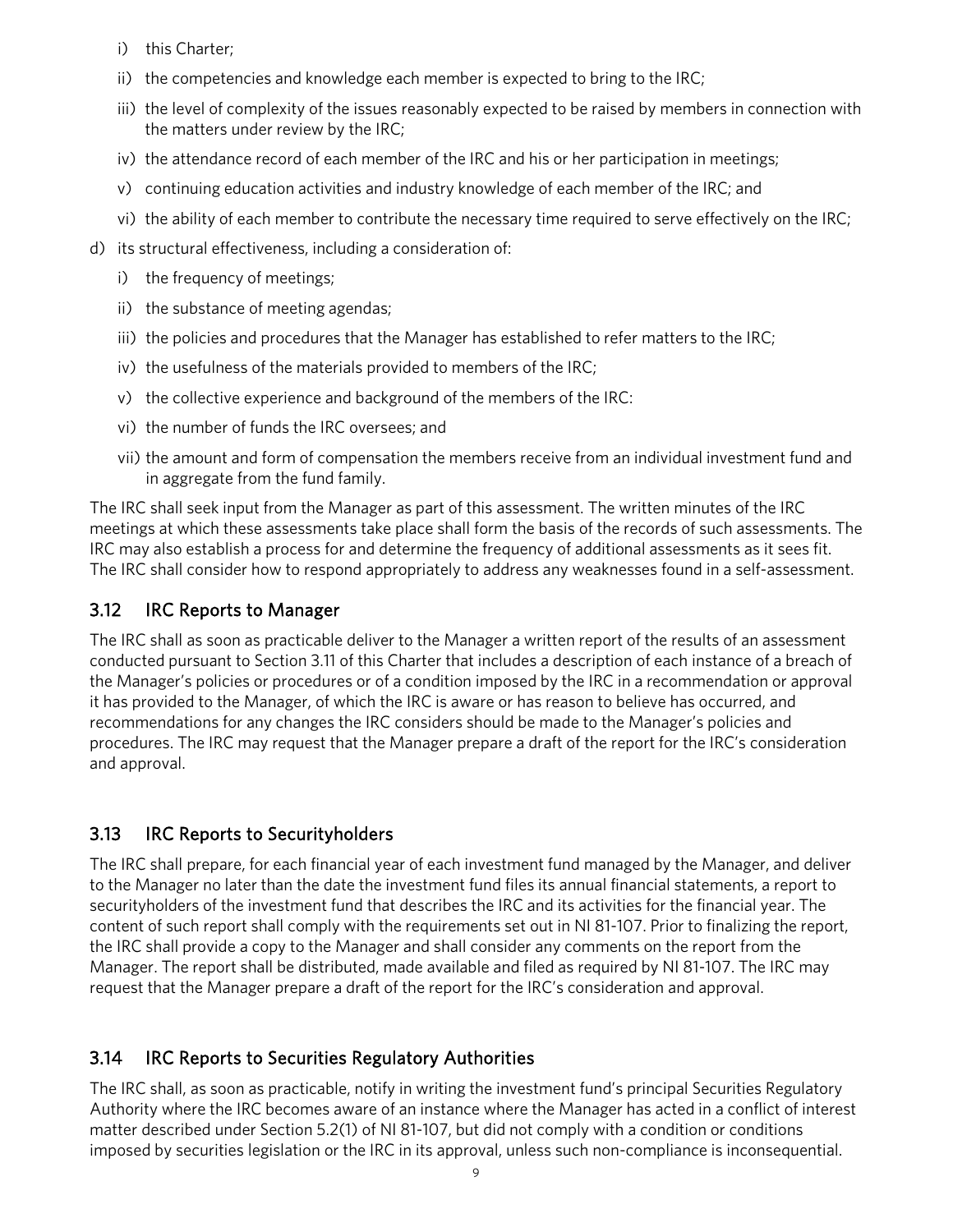i) this Charter;

ii) the competencies and knowledge each member is expected to bring to the IRC;

iii) the level of complexity of the issues reasonably expected to be raised by members in connection with the matters under review by the IRC;

iv) the attendance record of each member of the IRC and his or her participation in meetings;

v) continuing education activities and industry knowledge of each member of the IRC; and

vi) the ability of each member to contribute the necessary time required to serve effectively on the IRC;

d) its structural effectiveness, including a consideration of:

i) the frequency of meetings;

ii) the substance of meeting agendas;

iii) the policies and procedures that the Manager has established to refer matters to the IRC;

iv) the usefulness of the materials provided to members of the IRC;

v) the collective experience and background of the members of the IRC:

vi) the number of funds the IRC oversees; and

vii) the amount and form of compensation the members receive from an individual investment fund and in aggregate from the fund family.

The IRC shall seek input from the Manager as part of this assessment. The written minutes of the IRC meetings at which these assessments take place shall form the basis of the records of such assessments. The IRC may also establish a process for and determine the frequency of additional assessments as it sees fit. The IRC shall consider how to respond appropriately to address any weaknesses found in a self-assessment.

## 3.12 IRC Reports to Manager

The IRC shall as soon as practicable deliver to the Manager a written report of the results of an assessment conducted pursuant to Section 3.11 of this Charter that includes a description of each instance of a breach of the Manager's policies or procedures or of a condition imposed by the IRC in a recommendation or approval it has provided to the Manager, of which the IRC is aware or has reason to believe has occurred, and recommendations for any changes the IRC considers should be made to the Manager's policies and procedures. The IRC may request that the Manager prepare a draft of the report for the IRC's consideration and approval.

## 3.13 IRC Reports to Securityholders

The IRC shall prepare, for each financial year of each investment fund managed by the Manager, and deliver to the Manager no later than the date the investment fund files its annual financial statements, a report to securityholders of the investment fund that describes the IRC and its activities for the financial year. The content of such report shall comply with the requirements set out in NI 81-107. Prior to finalizing the report, the IRC shall provide a copy to the Manager and shall consider any comments on the report from the Manager. The report shall be distributed, made available and filed as required by NI 81-107. The IRC may request that the Manager prepare a draft of the report for the IRC's consideration and approval.

## 3.14 IRC Reports to Securities Regulatory Authorities

The IRC shall, as soon as practicable, notify in writing the investment fund's principal Securities Regulatory Authority where the IRC becomes aware of an instance where the Manager has acted in a conflict of interest matter described under Section 5.2(1) of NI 81-107, but did not comply with a condition or conditions imposed by securities legislation or the IRC in its approval, unless such non-compliance is inconsequential.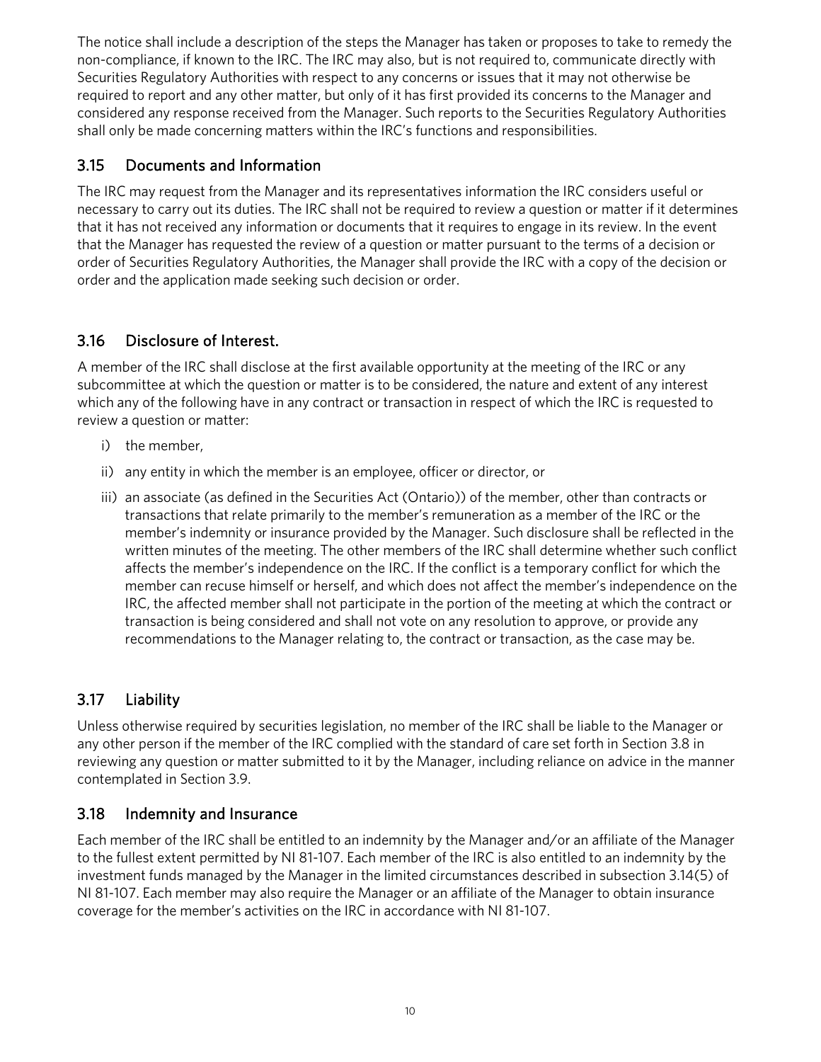The notice shall include a description of the steps the Manager has taken or proposes to take to remedy the non-compliance, if known to the IRC. The IRC may also, but is not required to, communicate directly with Securities Regulatory Authorities with respect to any concerns or issues that it may not otherwise be required to report and any other matter, but only of it has first provided its concerns to the Manager and considered any response received from the Manager. Such reports to the Securities Regulatory Authorities shall only be made concerning matters within the IRC's functions and responsibilities.

## 3.15 Documents and Information

The IRC may request from the Manager and its representatives information the IRC considers useful or necessary to carry out its duties. The IRC shall not be required to review a question or matter if it determines that it has not received any information or documents that it requires to engage in its review. In the event that the Manager has requested the review of a question or matter pursuant to the terms of a decision or order of Securities Regulatory Authorities, the Manager shall provide the IRC with a copy of the decision or order and the application made seeking such decision or order.

## 3.16 Disclosure of Interest.

A member of the IRC shall disclose at the first available opportunity at the meeting of the IRC or any subcommittee at which the question or matter is to be considered, the nature and extent of any interest which any of the following have in any contract or transaction in respect of which the IRC is requested to review a question or matter:

i) the member,

ii) any entity in which the member is an employee, officer or director, or

iii) an associate (as defined in the Securities Act (Ontario)) of the member, other than contracts or transactions that relate primarily to the member's remuneration as a member of the IRC or the member's indemnity or insurance provided by the Manager. Such disclosure shall be reflected in the written minutes of the meeting. The other members of the IRC shall determine whether such conflict affects the member's independence on the IRC. If the conflict is a temporary conflict for which the member can recuse himself or herself, and which does not affect the member's independence on the IRC, the affected member shall not participate in the portion of the meeting at which the contract or transaction is being considered and shall not vote on any resolution to approve, or provide any recommendations to the Manager relating to, the contract or transaction, as the case may be.

## 3.17 Liability

Unless otherwise required by securities legislation, no member of the IRC shall be liable to the Manager or any other person if the member of the IRC complied with the standard of care set forth in Section 3.8 in reviewing any question or matter submitted to it by the Manager, including reliance on advice in the manner contemplated in Section 3.9.

## 3.18 Indemnity and Insurance

Each member of the IRC shall be entitled to an indemnity by the Manager and/or an affiliate of the Manager to the fullest extent permitted by NI 81-107. Each member of the IRC is also entitled to an indemnity by the investment funds managed by the Manager in the limited circumstances described in subsection 3.14(5) of NI 81-107. Each member may also require the Manager or an affiliate of the Manager to obtain insurance coverage for the member's activities on the IRC in accordance with NI 81-107.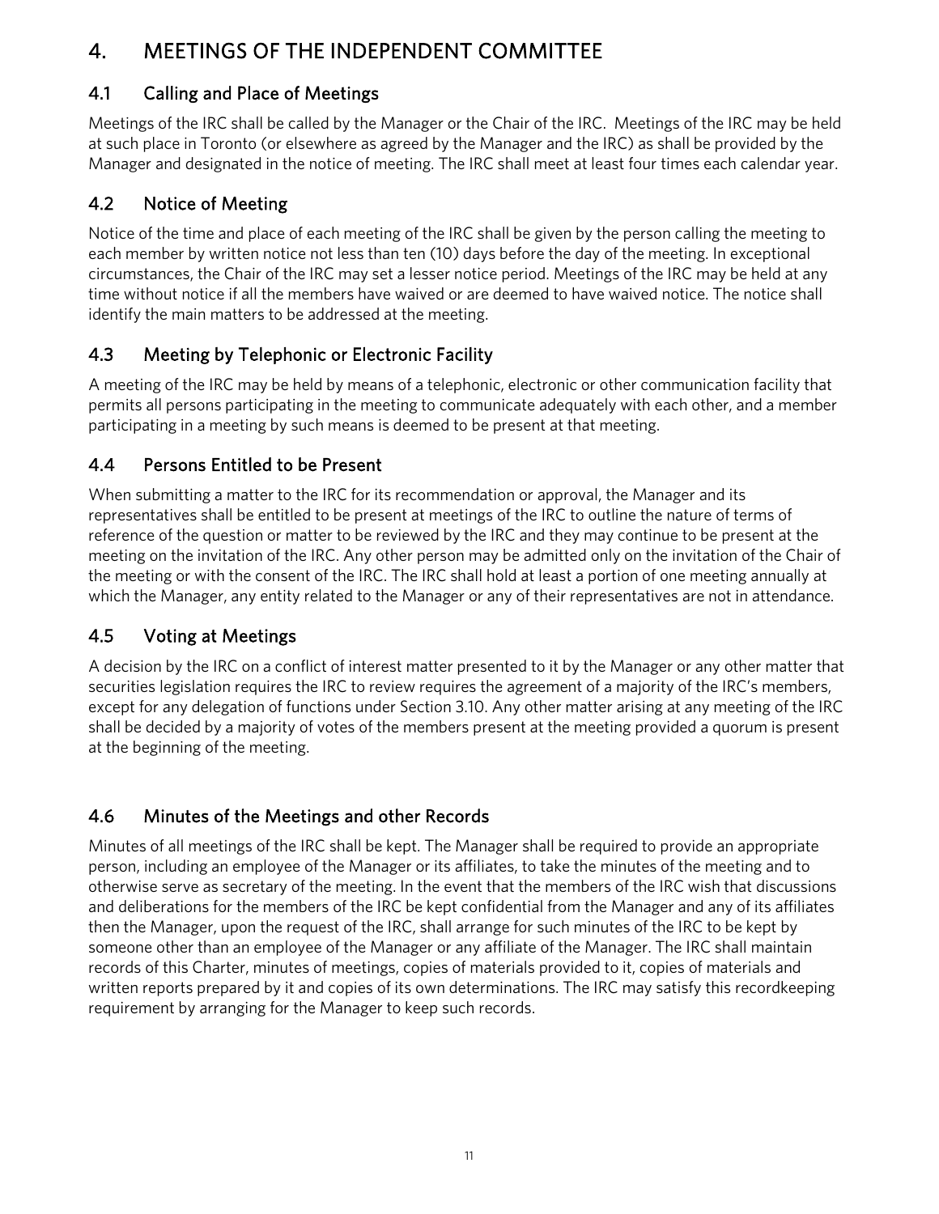# 4. MEETINGS OF THE INDEPENDENT COMMITTEE

## 4.1 Calling and Place of Meetings

Meetings of the IRC shall be called by the Manager or the Chair of the IRC. Meetings of the IRC may be held at such place in Toronto (or elsewhere as agreed by the Manager and the IRC) as shall be provided by the Manager and designated in the notice of meeting. The IRC shall meet at least four times each calendar year.

## 4.2 Notice of Meeting

Notice of the time and place of each meeting of the IRC shall be given by the person calling the meeting to each member by written notice not less than ten (10) days before the day of the meeting. In exceptional circumstances, the Chair of the IRC may set a lesser notice period. Meetings of the IRC may be held at any time without notice if all the members have waived or are deemed to have waived notice. The notice shall identify the main matters to be addressed at the meeting.

## 4.3 Meeting by Telephonic or Electronic Facility

A meeting of the IRC may be held by means of a telephonic, electronic or other communication facility that permits all persons participating in the meeting to communicate adequately with each other, and a member participating in a meeting by such means is deemed to be present at that meeting.

## 4.4 Persons Entitled to be Present

When submitting a matter to the IRC for its recommendation or approval, the Manager and its representatives shall be entitled to be present at meetings of the IRC to outline the nature of terms of reference of the question or matter to be reviewed by the IRC and they may continue to be present at the meeting on the invitation of the IRC. Any other person may be admitted only on the invitation of the Chair of the meeting or with the consent of the IRC. The IRC shall hold at least a portion of one meeting annually at which the Manager, any entity related to the Manager or any of their representatives are not in attendance.

## 4.5 Voting at Meetings

A decision by the IRC on a conflict of interest matter presented to it by the Manager or any other matter that securities legislation requires the IRC to review requires the agreement of a majority of the IRC's members, except for any delegation of functions under Section 3.10. Any other matter arising at any meeting of the IRC shall be decided by a majority of votes of the members present at the meeting provided a quorum is present at the beginning of the meeting.

## 4.6 Minutes of the Meetings and other Records

Minutes of all meetings of the IRC shall be kept. The Manager shall be required to provide an appropriate person, including an employee of the Manager or its affiliates, to take the minutes of the meeting and to otherwise serve as secretary of the meeting. In the event that the members of the IRC wish that discussions and deliberations for the members of the IRC be kept confidential from the Manager and any of its affiliates then the Manager, upon the request of the IRC, shall arrange for such minutes of the IRC to be kept by someone other than an employee of the Manager or any affiliate of the Manager. The IRC shall maintain records of this Charter, minutes of meetings, copies of materials provided to it, copies of materials and written reports prepared by it and copies of its own determinations. The IRC may satisfy this recordkeeping requirement by arranging for the Manager to keep such records.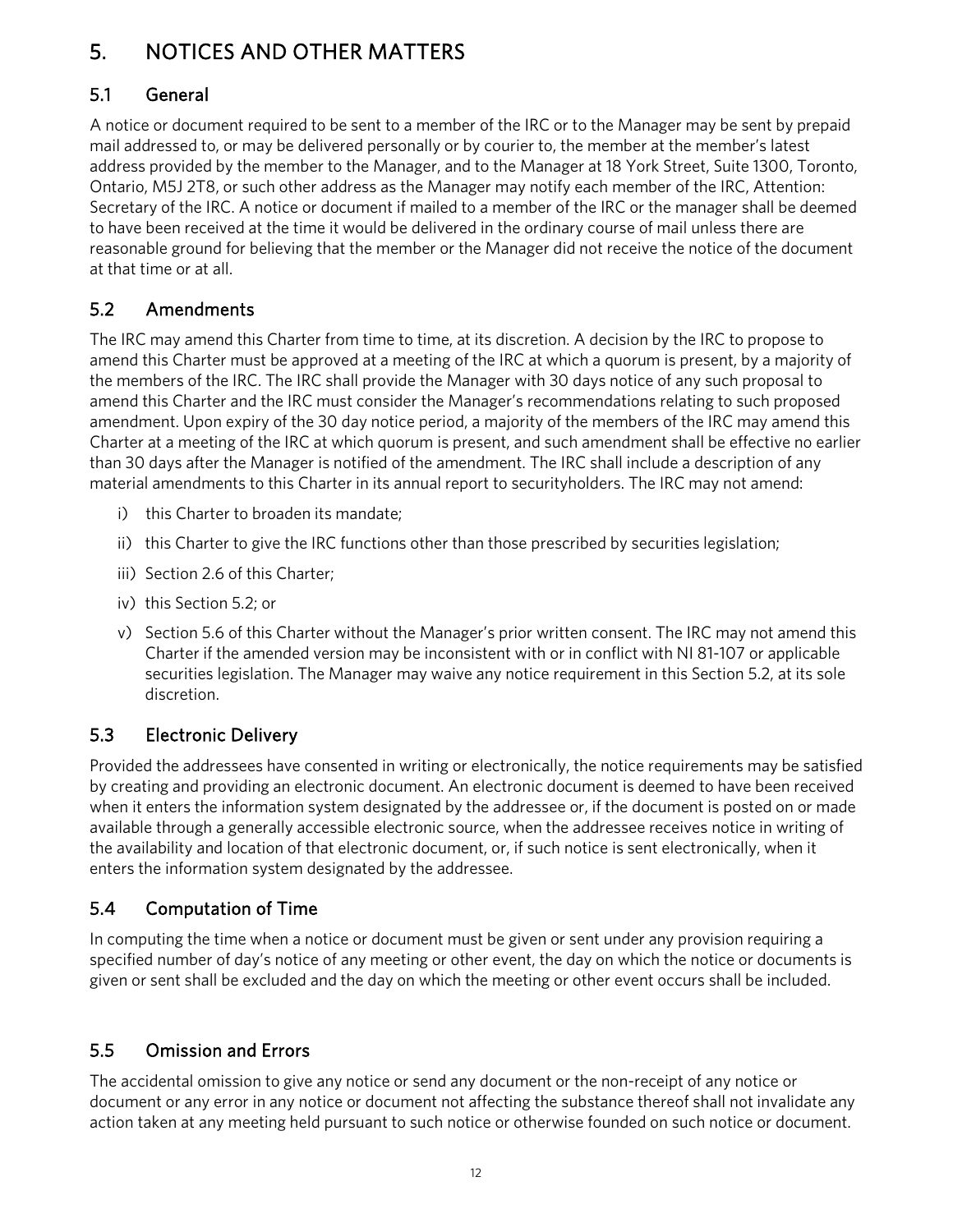# 5. NOTICES AND OTHER MATTERS

## 5.1 General

A notice or document required to be sent to a member of the IRC or to the Manager may be sent by prepaid mail addressed to, or may be delivered personally or by courier to, the member at the member's latest address provided by the member to the Manager, and to the Manager at 18 York Street, Suite 1300, Toronto, Ontario, M5J 2T8, or such other address as the Manager may notify each member of the IRC, Attention: Secretary of the IRC. A notice or document if mailed to a member of the IRC or the manager shall be deemed to have been received at the time it would be delivered in the ordinary course of mail unless there are reasonable ground for believing that the member or the Manager did not receive the notice of the document at that time or at all.

## 5.2 Amendments

The IRC may amend this Charter from time to time, at its discretion. A decision by the IRC to propose to amend this Charter must be approved at a meeting of the IRC at which a quorum is present, by a majority of the members of the IRC. The IRC shall provide the Manager with 30 days notice of any such proposal to amend this Charter and the IRC must consider the Manager's recommendations relating to such proposed amendment. Upon expiry of the 30 day notice period, a majority of the members of the IRC may amend this Charter at a meeting of the IRC at which quorum is present, and such amendment shall be effective no earlier than 30 days after the Manager is notified of the amendment. The IRC shall include a description of any material amendments to this Charter in its annual report to securityholders. The IRC may not amend:

i) this Charter to broaden its mandate;

ii) this Charter to give the IRC functions other than those prescribed by securities legislation;

iii) Section 2.6 of this Charter;

iv) this Section 5.2; or

v) Section 5.6 of this Charter without the Manager's prior written consent. The IRC may not amend this Charter if the amended version may be inconsistent with or in conflict with NI 81-107 or applicable securities legislation. The Manager may waive any notice requirement in this Section 5.2, at its sole discretion.

## 5.3 Electronic Delivery

Provided the addressees have consented in writing or electronically, the notice requirements may be satisfied by creating and providing an electronic document. An electronic document is deemed to have been received when it enters the information system designated by the addressee or, if the document is posted on or made available through a generally accessible electronic source, when the addressee receives notice in writing of the availability and location of that electronic document, or, if such notice is sent electronically, when it enters the information system designated by the addressee.

## 5.4 Computation of Time

In computing the time when a notice or document must be given or sent under any provision requiring a specified number of day's notice of any meeting or other event, the day on which the notice or documents is given or sent shall be excluded and the day on which the meeting or other event occurs shall be included.

## 5.5 Omission and Errors

The accidental omission to give any notice or send any document or the non-receipt of any notice or document or any error in any notice or document not affecting the substance thereof shall not invalidate any action taken at any meeting held pursuant to such notice or otherwise founded on such notice or document.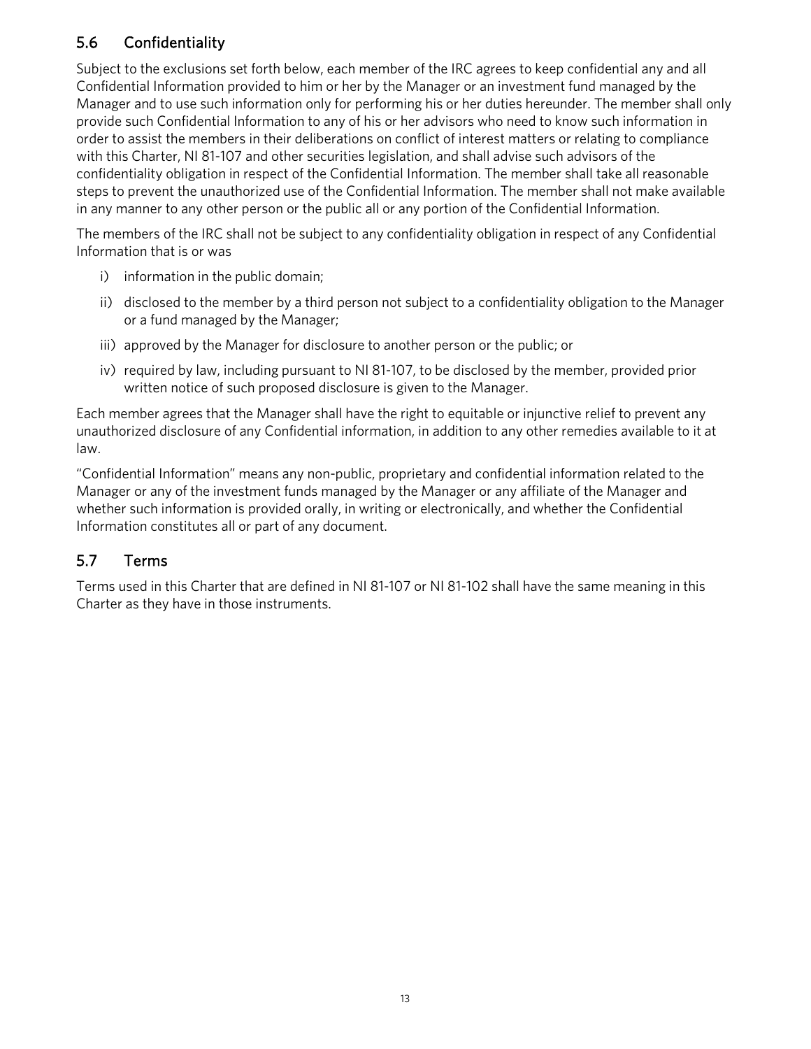## 5.6 Confidentiality

Subject to the exclusions set forth below, each member of the IRC agrees to keep confidential any and all Confidential Information provided to him or her by the Manager or an investment fund managed by the Manager and to use such information only for performing his or her duties hereunder. The member shall only provide such Confidential Information to any of his or her advisors who need to know such information in order to assist the members in their deliberations on conflict of interest matters or relating to compliance with this Charter, NI 81-107 and other securities legislation, and shall advise such advisors of the confidentiality obligation in respect of the Confidential Information. The member shall take all reasonable steps to prevent the unauthorized use of the Confidential Information. The member shall not make available in any manner to any other person or the public all or any portion of the Confidential Information.

The members of the IRC shall not be subject to any confidentiality obligation in respect of any Confidential Information that is or was

i) information in the public domain;

ii) disclosed to the member by a third person not subject to a confidentiality obligation to the Manager or a fund managed by the Manager;

iii) approved by the Manager for disclosure to another person or the public; or

iv) required by law, including pursuant to NI 81-107, to be disclosed by the member, provided prior written notice of such proposed disclosure is given to the Manager.

Each member agrees that the Manager shall have the right to equitable or injunctive relief to prevent any unauthorized disclosure of any Confidential information, in addition to any other remedies available to it at law.

"Confidential Information" means any non-public, proprietary and confidential information related to the Manager or any of the investment funds managed by the Manager or any affiliate of the Manager and whether such information is provided orally, in writing or electronically, and whether the Confidential Information constitutes all or part of any document.

## 5.7 Terms

Terms used in this Charter that are defined in NI 81-107 or NI 81-102 shall have the same meaning in this Charter as they have in those instruments.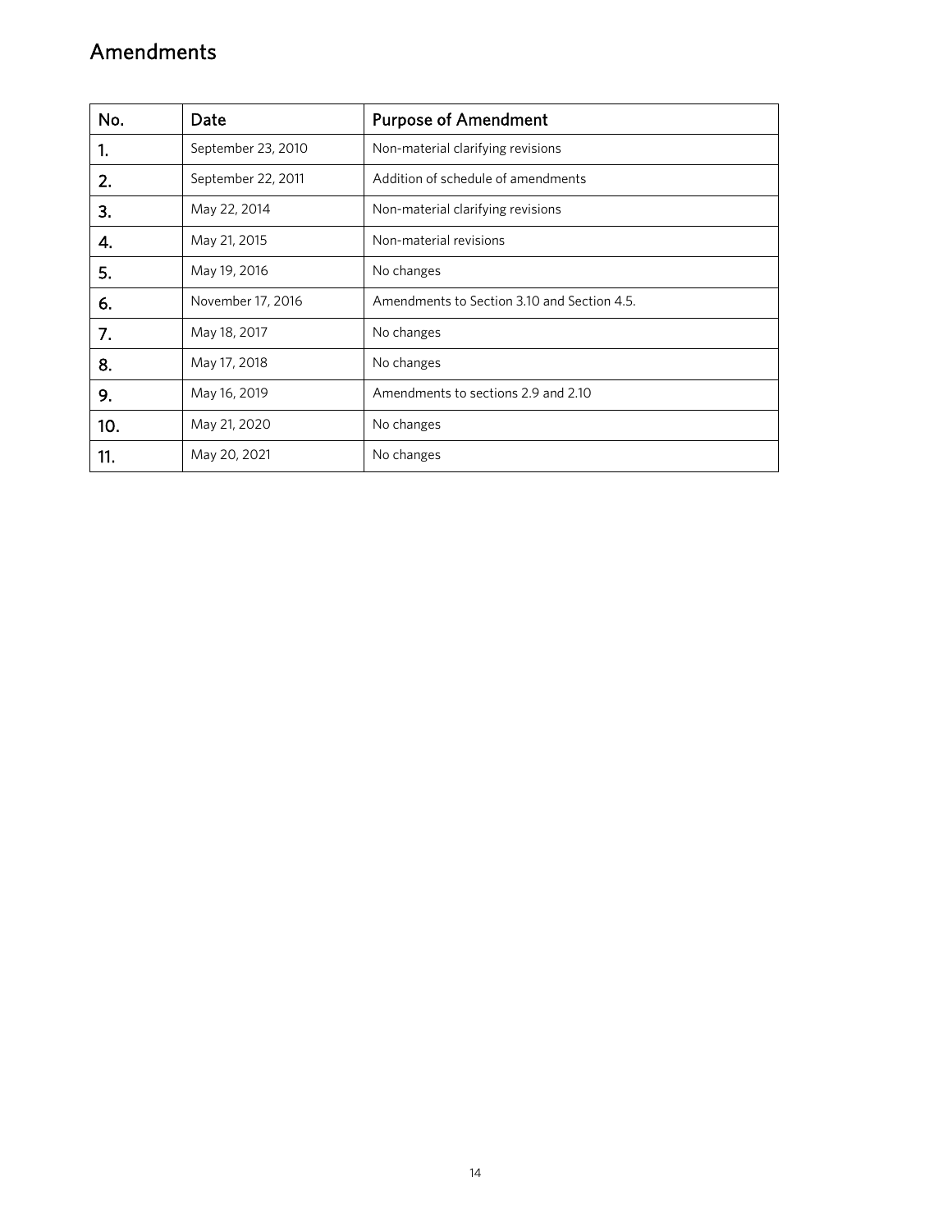## Amendments

| No. | Date | Purpose of Amendment |
| --- | --- | --- |
| 1. | September 23, 2010 | Non-material clarifying revisions |
| 2. | September 22, 2011 | Addition of schedule of amendments |
| 3. | May 22, 2014 | Non-material clarifying revisions |
| 4. | May 21, 2015 | Non-material revisions |
| 5. | May 19, 2016 | No changes |
| 6. | November 17, 2016 | Amendments to Section 3.10 and Section 4.5. |
| 7. | May 18, 2017 | No changes |
| 8. | May 17, 2018 | No changes |
| 9. | May 16, 2019 | Amendments to sections 2.9 and 2.10 |
| 10. | May 21, 2020 | No changes |
| 11. | May 20, 2021 | No changes |